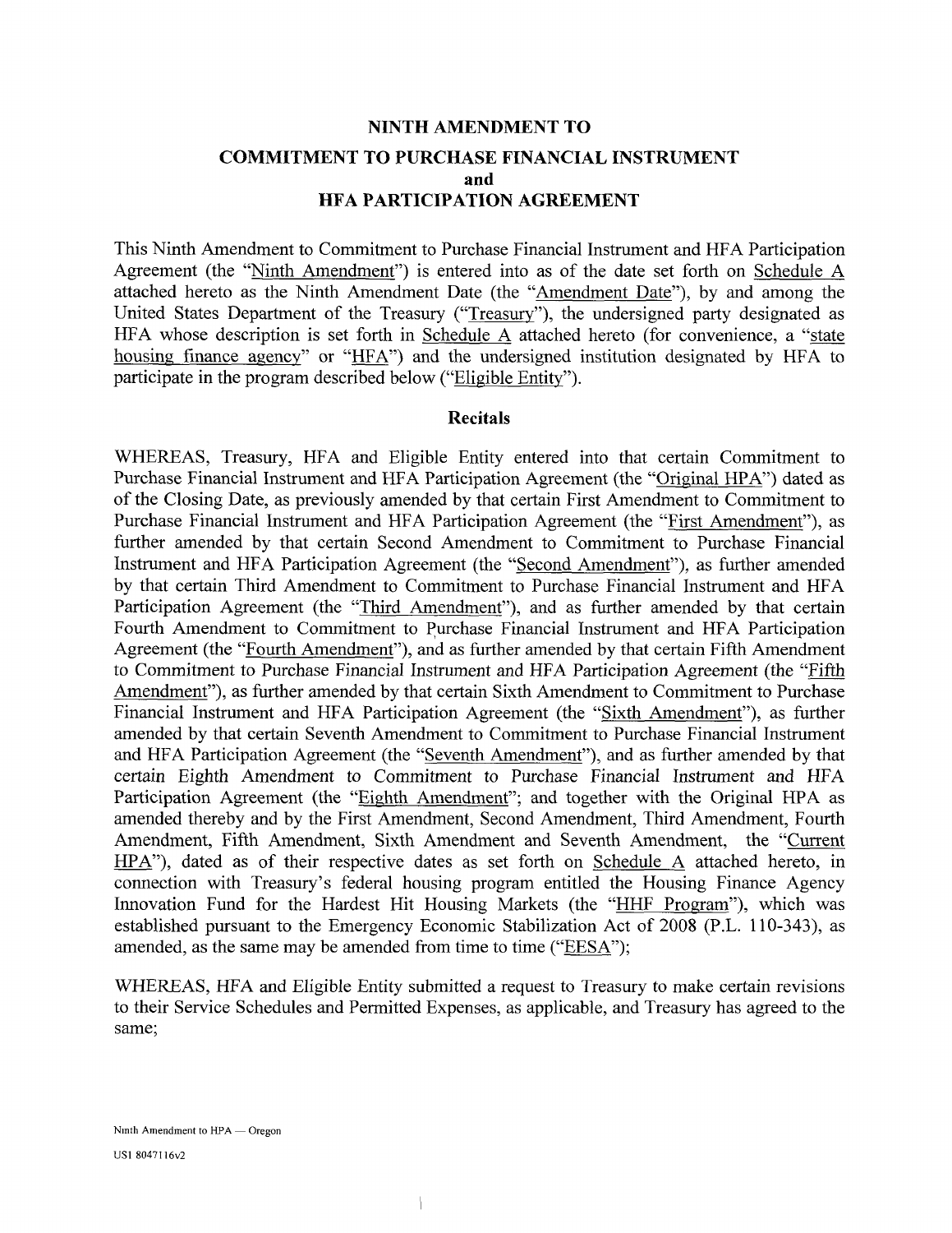# NINTH AMENDMENT TO
# COMMITMENT TO PURCHASE FINANCIAL INSTRUMENT
# and
# HFA PARTICIPATION AGREEMENT

This Ninth Amendment to Commitment to Purchase Financial Instrument and HFA Participation Agreement (the "Ninth Amendment") is entered into as of the date set forth on Schedule A attached hereto as the Ninth Amendment Date (the "Amendment Date"), by and among the United States Department of the Treasury ("Treasury"), the undersigned party designated as HFA whose description is set forth in Schedule A attached hereto (for convenience, a "state housing finance agency" or "HFA") and the undersigned institution designated by HFA to participate in the program described below ("Eligible Entity").

## Recitals

WHEREAS, Treasury, HFA and Eligible Entity entered into that certain Commitment to Purchase Financial Instrument and HFA Participation Agreement (the "Original HPA") dated as of the Closing Date, as previously amended by that certain First Amendment to Commitment to Purchase Financial Instrument and HFA Participation Agreement (the "First Amendment"), as further amended by that certain Second Amendment to Commitment to Purchase Financial Instrument and HFA Participation Agreement (the "Second Amendment"), as further amended by that certain Third Amendment to Commitment to Purchase Financial Instrument and HFA Participation Agreement (the "Third Amendment"), and as further amended by that certain Fourth Amendment to Commitment to Purchase Financial Instrument and HFA Participation Agreement (the "Fourth Amendment"), and as further amended by that certain Fifth Amendment to Commitment to Purchase Financial Instrument and HFA Participation Agreement (the "Fifth Amendment"), as further amended by that certain Sixth Amendment to Commitment to Purchase Financial Instrument and HFA Participation Agreement (the "Sixth Amendment"), as further amended by that certain Seventh Amendment to Commitment to Purchase Financial Instrument and HFA Participation Agreement (the "Seventh Amendment"), and as further amended by that certain Eighth Amendment to Commitment to Purchase Financial Instrument and HFA Participation Agreement (the "Eighth Amendment"; and together with the Original HPA as amended thereby and by the First Amendment, Second Amendment, Third Amendment, Fourth Amendment, Fifth Amendment, Sixth Amendment and Seventh Amendment, the "Current HPA"), dated as of their respective dates as set forth on Schedule A attached hereto, in connection with Treasury's federal housing program entitled the Housing Finance Agency Innovation Fund for the Hardest Hit Housing Markets (the "HHF Program"), which was established pursuant to the Emergency Economic Stabilization Act of 2008 (P.L. 110-343), as amended, as the same may be amended from time to time ("EESA");

WHEREAS, HFA and Eligible Entity submitted a request to Treasury to make certain revisions to their Service Schedules and Permitted Expenses, as applicable, and Treasury has agreed to the same;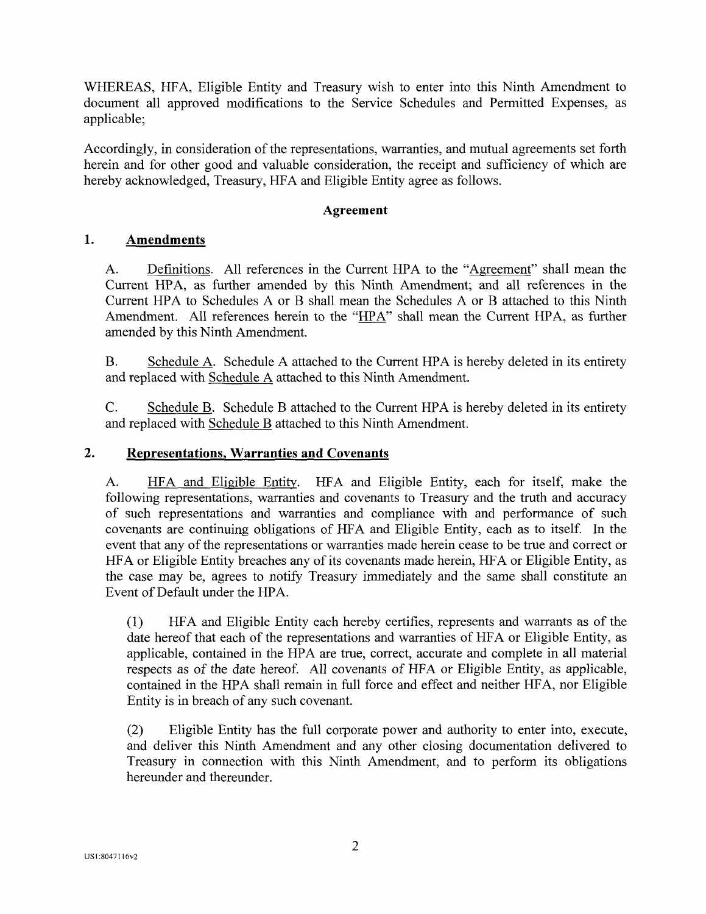WHEREAS, HFA, Eligible Entity and Treasury wish to enter into this Ninth Amendment to document all approved modifications to the Service Schedules and Permitted Expenses, as applicable;

Accordingly, in consideration of the representations, warranties, and mutual agreements set forth herein and for other good and valuable consideration, the receipt and sufficiency of which are hereby acknowledged, Treasury, HFA and Eligible Entity agree as follows.

**Agreement**

## 1. Amendments

A. Definitions. All references in the Current HPA to the "Agreement" shall mean the Current HPA, as further amended by this Ninth Amendment; and all references in the Current HPA to Schedules A or B shall mean the Schedules A or B attached to this Ninth Amendment. All references herein to the "HPA" shall mean the Current HPA, as further amended by this Ninth Amendment.

B. Schedule A. Schedule A attached to the Current HPA is hereby deleted in its entirety and replaced with Schedule A attached to this Ninth Amendment.

C. Schedule B. Schedule B attached to the Current HPA is hereby deleted in its entirety and replaced with Schedule B attached to this Ninth Amendment.

## 2. Representations, Warranties and Covenants

A. HFA and Eligible Entity. HFA and Eligible Entity, each for itself, make the following representations, warranties and covenants to Treasury and the truth and accuracy of such representations and warranties and compliance with and performance of such covenants are continuing obligations of HFA and Eligible Entity, each as to itself. In the event that any of the representations or warranties made herein cease to be true and correct or HFA or Eligible Entity breaches any of its covenants made herein, HFA or Eligible Entity, as the case may be, agrees to notify Treasury immediately and the same shall constitute an Event of Default under the HPA.

(1) HFA and Eligible Entity each hereby certifies, represents and warrants as of the date hereof that each of the representations and warranties of HFA or Eligible Entity, as applicable, contained in the HPA are true, correct, accurate and complete in all material respects as of the date hereof. All covenants of HFA or Eligible Entity, as applicable, contained in the HPA shall remain in full force and effect and neither HFA, nor Eligible Entity is in breach of any such covenant.

(2) Eligible Entity has the full corporate power and authority to enter into, execute, and deliver this Ninth Amendment and any other closing documentation delivered to Treasury in connection with this Ninth Amendment, and to perform its obligations hereunder and thereunder.

US1:8047116v2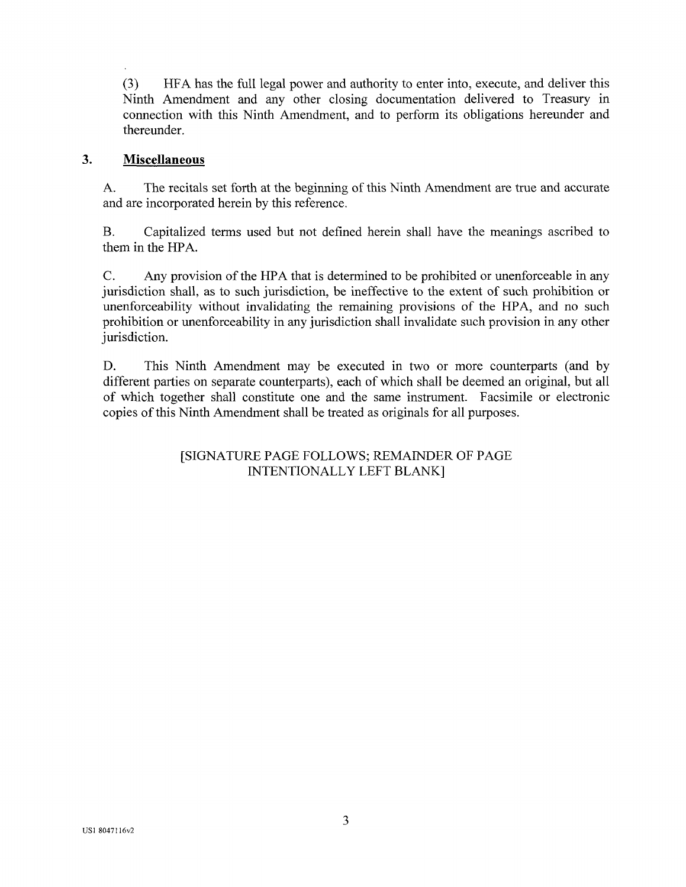(3) HFA has the full legal power and authority to enter into, execute, and deliver this Ninth Amendment and any other closing documentation delivered to Treasury in connection with this Ninth Amendment, and to perform its obligations hereunder and thereunder.

## 3. Miscellaneous

A. The recitals set forth at the beginning of this Ninth Amendment are true and accurate and are incorporated herein by this reference.

B. Capitalized terms used but not defined herein shall have the meanings ascribed to them in the HPA.

C. Any provision of the HPA that is determined to be prohibited or unenforceable in any jurisdiction shall, as to such jurisdiction, be ineffective to the extent of such prohibition or unenforceability without invalidating the remaining provisions of the HPA, and no such prohibition or unenforceability in any jurisdiction shall invalidate such provision in any other jurisdiction.

D. This Ninth Amendment may be executed in two or more counterparts (and by different parties on separate counterparts), each of which shall be deemed an original, but all of which together shall constitute one and the same instrument. Facsimile or electronic copies of this Ninth Amendment shall be treated as originals for all purposes.

[SIGNATURE PAGE FOLLOWS; REMAINDER OF PAGE INTENTIONALLY LEFT BLANK]

US1 8047116v2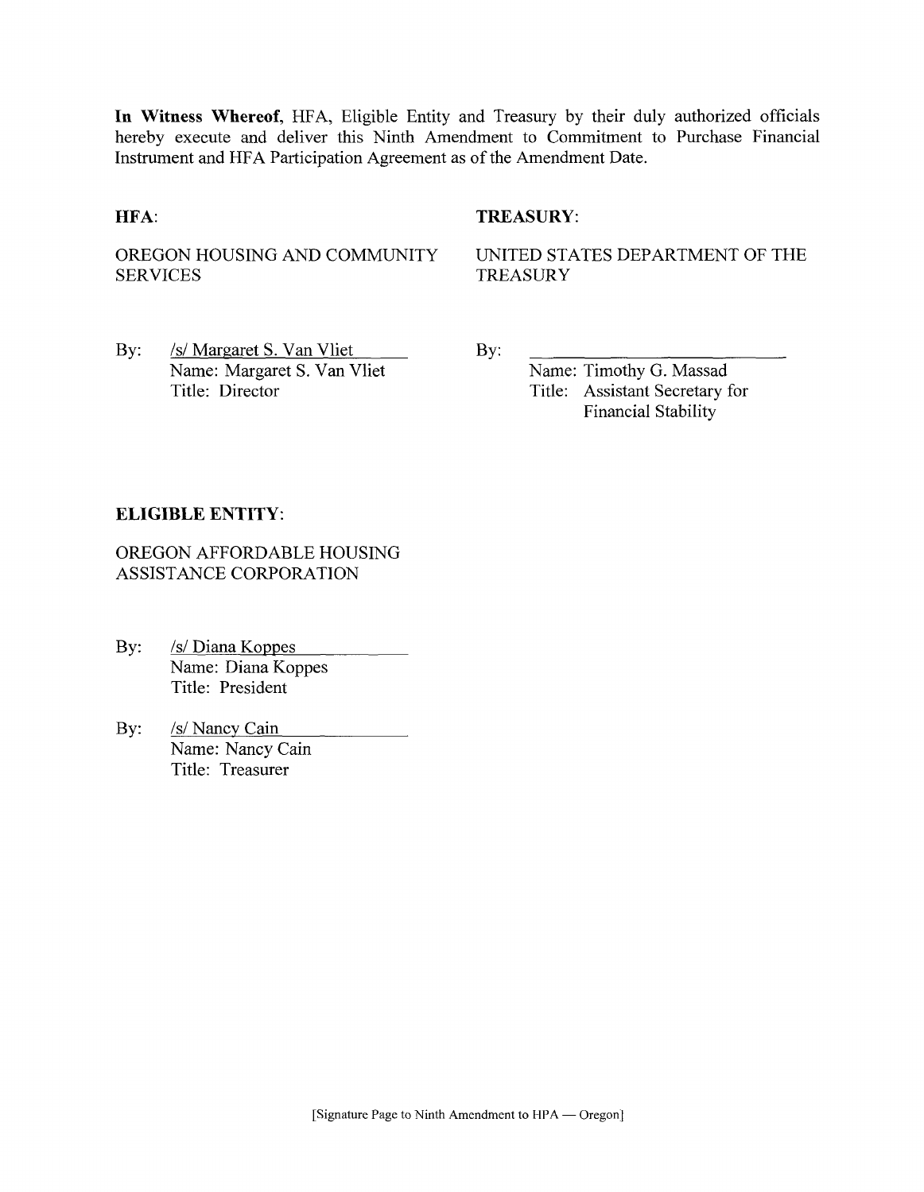**In Witness Whereof,** HFA, Eligible Entity and Treasury by their duly authorized officials hereby execute and deliver this Ninth Amendment to Commitment to Purchase Financial Instrument and HFA Participation Agreement as of the Amendment Date.

**HFA:**

OREGON HOUSING AND COMMUNITY SERVICES

By: /s/ Margaret S. Van Vliet
Name: Margaret S. Van Vliet
Title: Director

**TREASURY:**

UNITED STATES DEPARTMENT OF THE TREASURY

By: ______________________
Name: Timothy G. Massad
Title: Assistant Secretary for Financial Stability

**ELIGIBLE ENTITY:**

OREGON AFFORDABLE HOUSING ASSISTANCE CORPORATION

By: /s/ Diana Koppes
Name: Diana Koppes
Title: President

By: /s/ Nancy Cain
Name: Nancy Cain
Title: Treasurer

[Signature Page to Ninth Amendment to HPA — Oregon]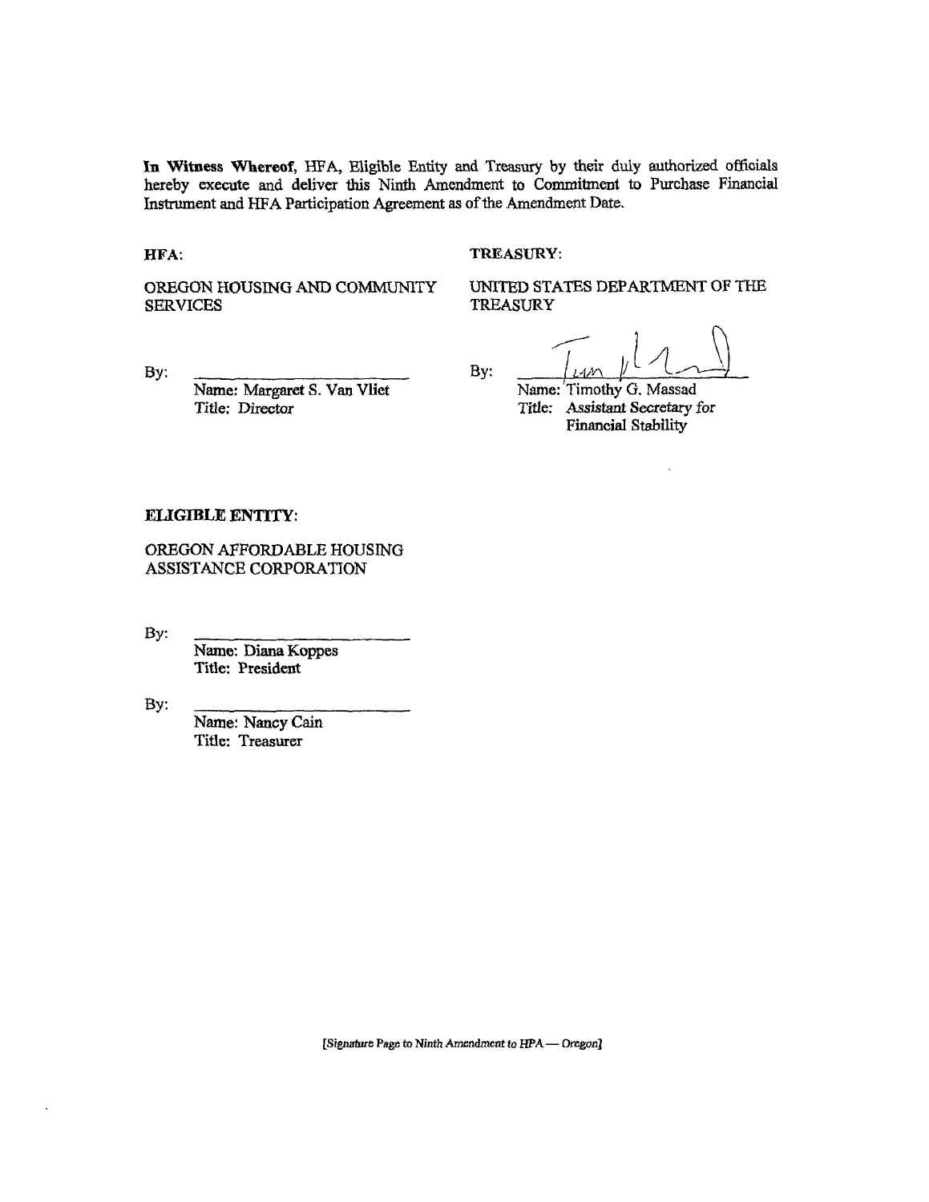**In Witness Whereof,** HFA, Eligible Entity and Treasury by their duly authorized officials hereby execute and deliver this Ninth Amendment to Commitment to Purchase Financial Instrument and HFA Participation Agreement as of the Amendment Date.

**HFA:**

OREGON HOUSING AND COMMUNITY SERVICES

By: \_\_\_\_\_\_\_\_\_\_\_\_\_\_\_\_\_\_\_\_\_\_\_\_
Name: Margaret S. Van Vliet
Title: Director

**TREASURY:**

UNITED STATES DEPARTMENT OF THE TREASURY

By: \_\_\_\_\_\_\_\_\_\_\_\_\_\_\_\_\_\_\_\_\_\_\_\_
Name: Timothy G. Massad
Title: Assistant Secretary for Financial Stability

**ELIGIBLE ENTITY:**

OREGON AFFORDABLE HOUSING ASSISTANCE CORPORATION

By: \_\_\_\_\_\_\_\_\_\_\_\_\_\_\_\_\_\_\_\_\_\_\_\_
Name: Diana Koppes
Title: President

By: \_\_\_\_\_\_\_\_\_\_\_\_\_\_\_\_\_\_\_\_\_\_\_\_
Name: Nancy Cain
Title: Treasurer

*[Signature Page to Ninth Amendment to HPA — Oregon]*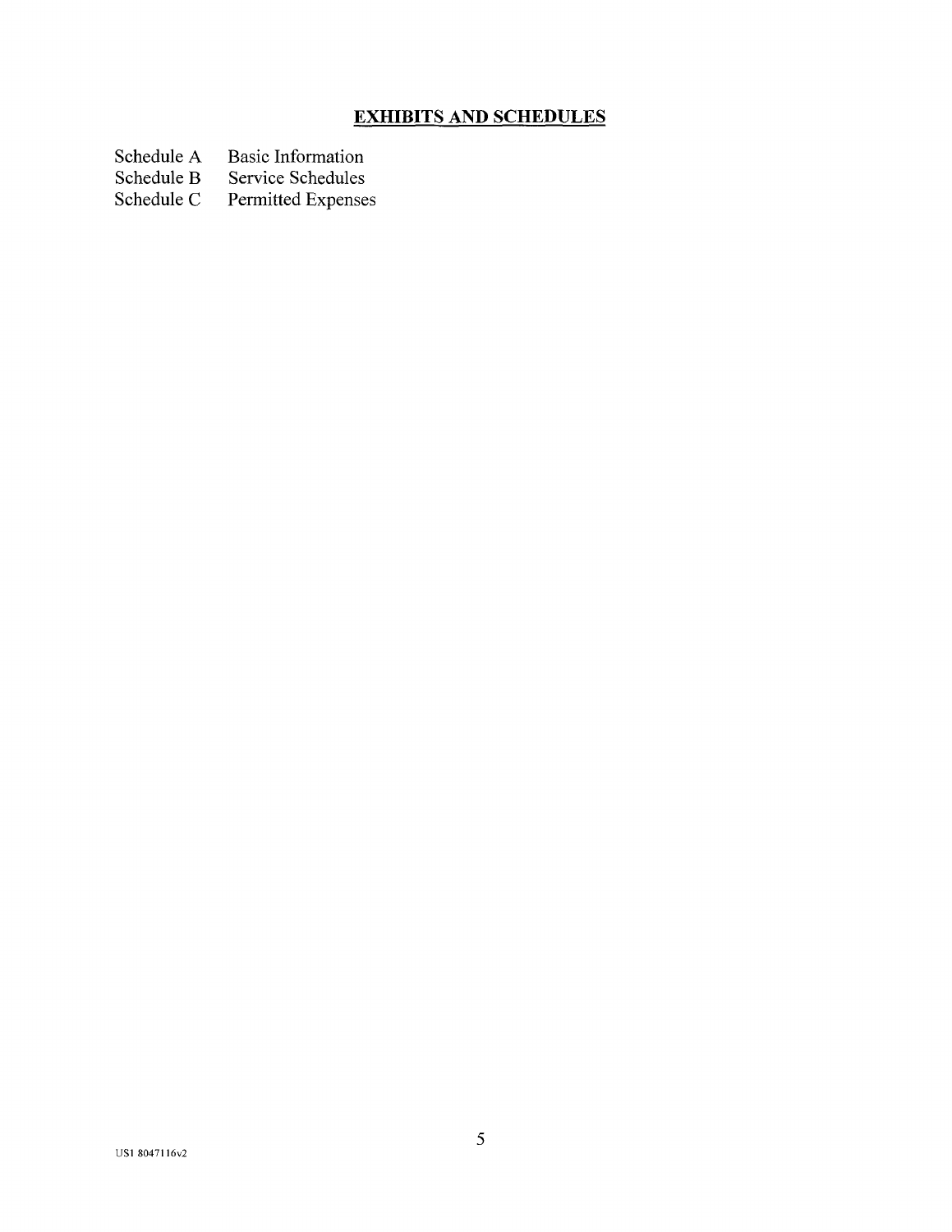## EXHIBITS AND SCHEDULES

| | |
|---|---|
| Schedule A | Basic Information |
| Schedule B | Service Schedules |
| Schedule C | Permitted Expenses |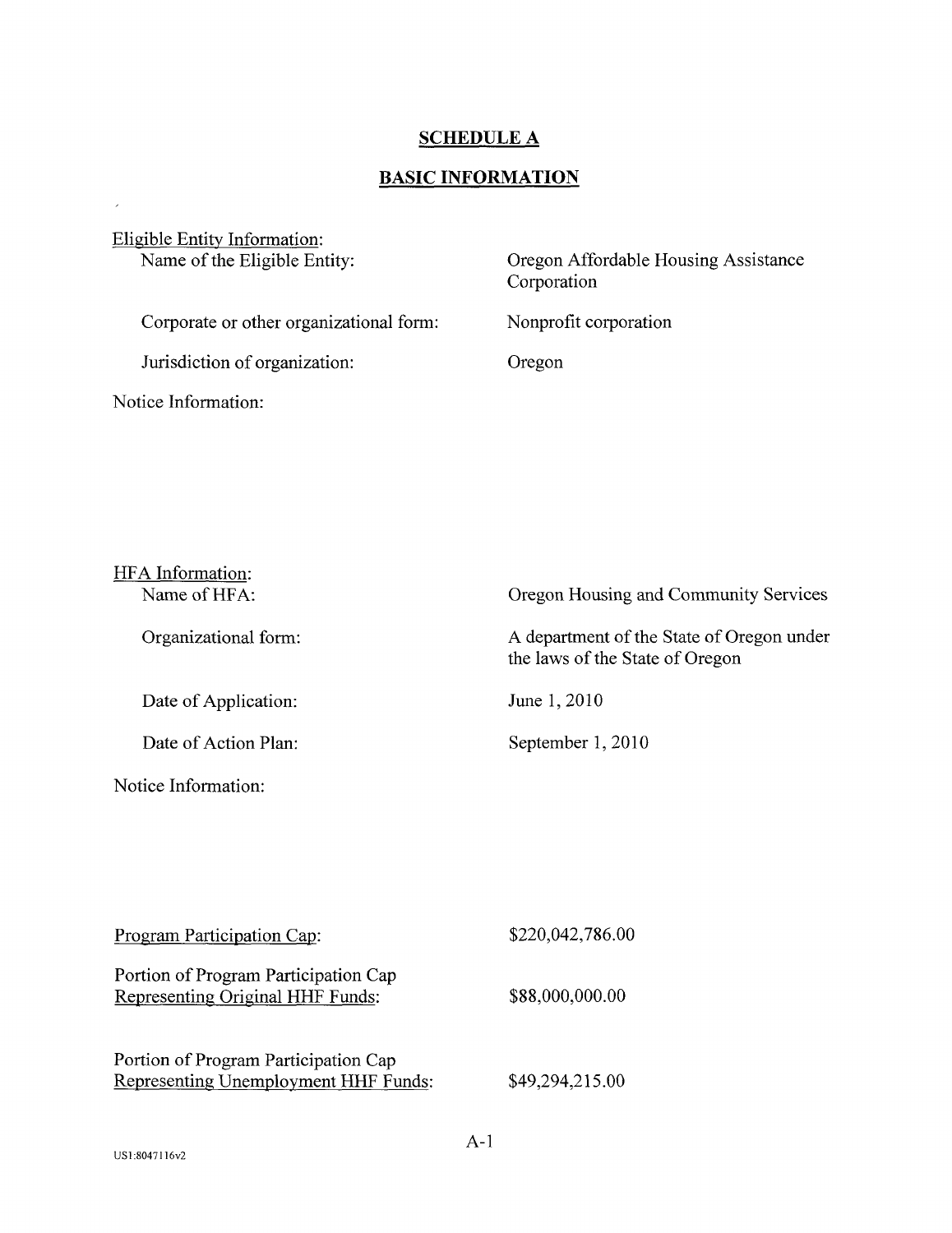# SCHEDULE A

## BASIC INFORMATION

Eligible Entity Information:

| | |
|---|---|
| Name of the Eligible Entity: | Oregon Affordable Housing Assistance Corporation |
| Corporate or other organizational form: | Nonprofit corporation |
| Jurisdiction of organization: | Oregon |

Notice Information:

HFA Information:

| | |
|---|---|
| Name of HFA: | Oregon Housing and Community Services |
| Organizational form: | A department of the State of Oregon under the laws of the State of Oregon |
| Date of Application: | June 1, 2010 |
| Date of Action Plan: | September 1, 2010 |

Notice Information:

| | |
|---|---|
| Program Participation Cap: | \$220,042,786.00 |
| Portion of Program Participation Cap Representing Original HHF Funds: | \$88,000,000.00 |
| Portion of Program Participation Cap Representing Unemployment HHF Funds: | \$49,294,215.00 |

US1:8047116v2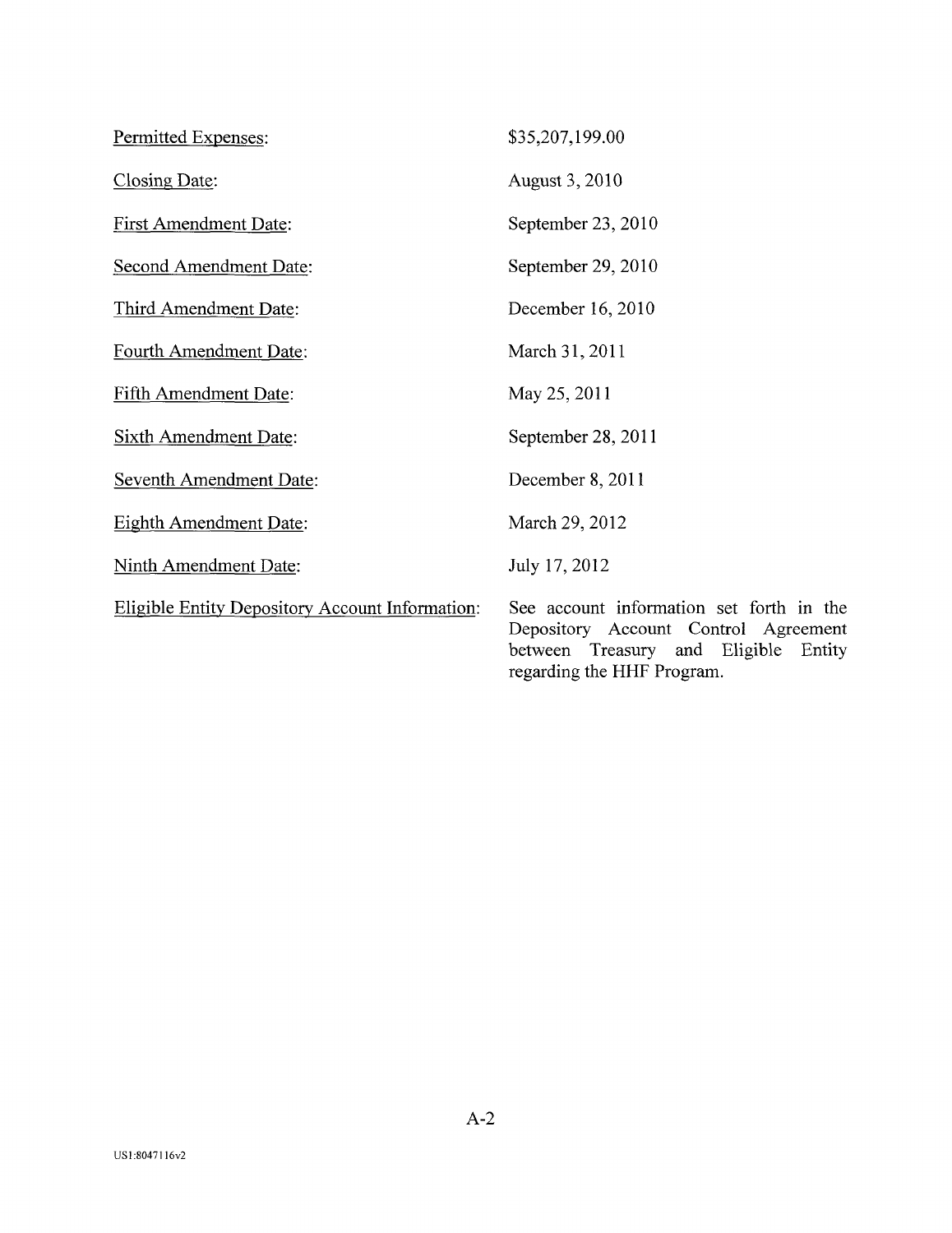| | |
|---|---|
| Permitted Expenses: | $35,207,199.00 |
| Closing Date: | August 3, 2010 |
| First Amendment Date: | September 23, 2010 |
| Second Amendment Date: | September 29, 2010 |
| Third Amendment Date: | December 16, 2010 |
| Fourth Amendment Date: | March 31, 2011 |
| Fifth Amendment Date: | May 25, 2011 |
| Sixth Amendment Date: | September 28, 2011 |
| Seventh Amendment Date: | December 8, 2011 |
| Eighth Amendment Date: | March 29, 2012 |
| Ninth Amendment Date: | July 17, 2012 |
| Eligible Entity Depository Account Information: | See account information set forth in the Depository Account Control Agreement between Treasury and Eligible Entity regarding the HHF Program. |

A-2

US1:8047116v2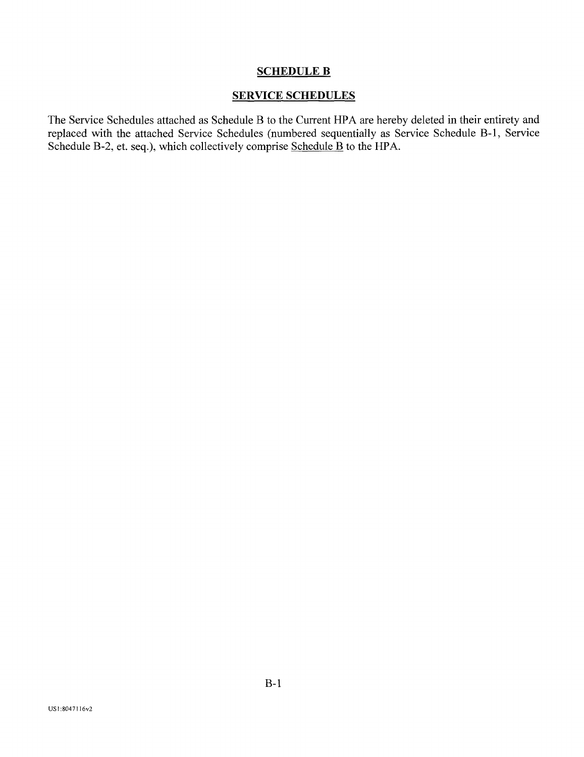# SCHEDULE B

## SERVICE SCHEDULES

The Service Schedules attached as Schedule B to the Current HPA are hereby deleted in their entirety and replaced with the attached Service Schedules (numbered sequentially as Service Schedule B-1, Service Schedule B-2, et. seq.), which collectively comprise Schedule B to the HPA.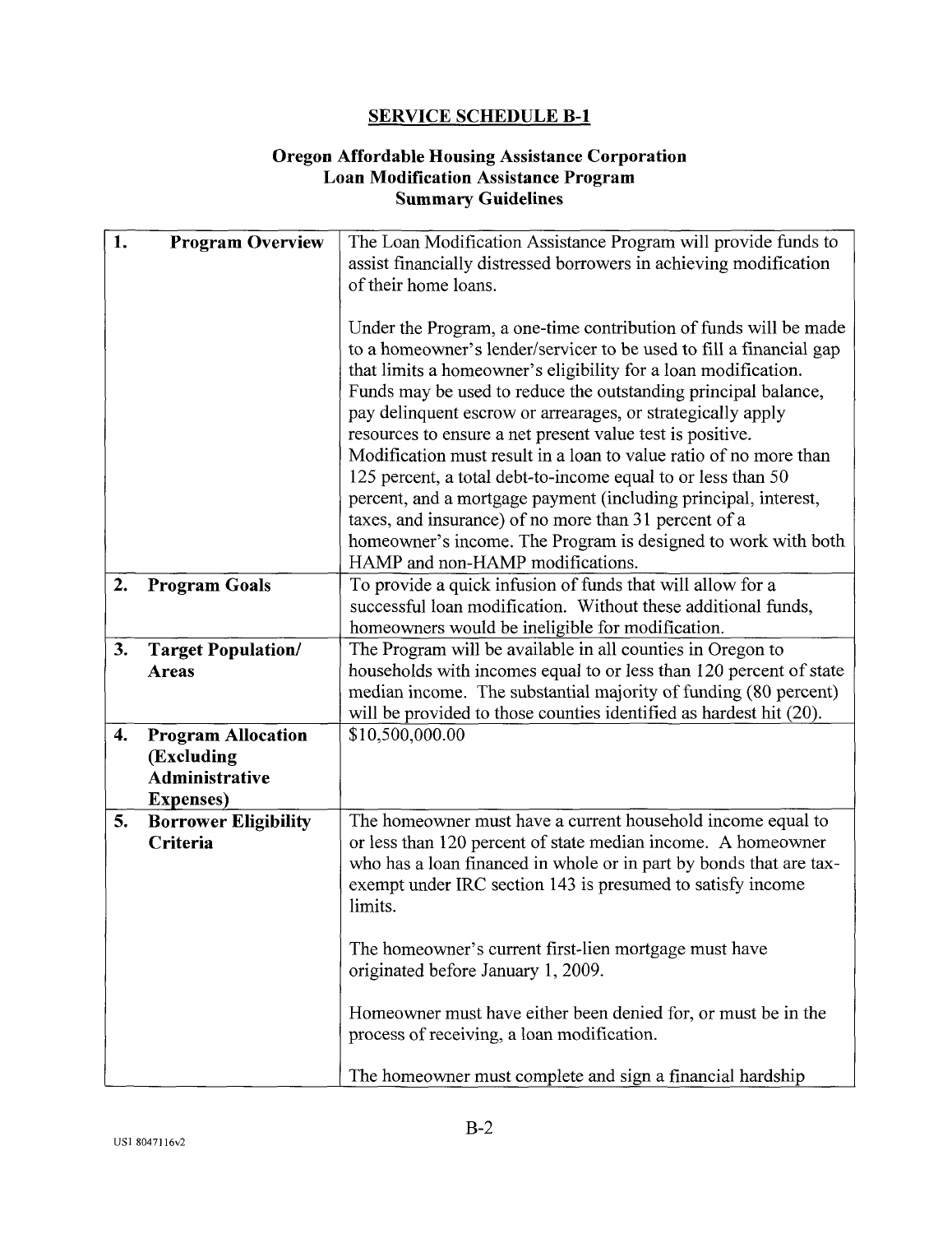## SERVICE SCHEDULE B-1

### Oregon Affordable Housing Assistance Corporation Loan Modification Assistance Program Summary Guidelines

| | |
|---|---|
| **1. Program Overview** | The Loan Modification Assistance Program will provide funds to assist financially distressed borrowers in achieving modification of their home loans.<br><br>Under the Program, a one-time contribution of funds will be made to a homeowner's lender/servicer to be used to fill a financial gap that limits a homeowner's eligibility for a loan modification. Funds may be used to reduce the outstanding principal balance, pay delinquent escrow or arrearages, or strategically apply resources to ensure a net present value test is positive. Modification must result in a loan to value ratio of no more than 125 percent, a total debt-to-income equal to or less than 50 percent, and a mortgage payment (including principal, interest, taxes, and insurance) of no more than 31 percent of a homeowner's income. The Program is designed to work with both HAMP and non-HAMP modifications. |
| **2. Program Goals** | To provide a quick infusion of funds that will allow for a successful loan modification. Without these additional funds, homeowners would be ineligible for modification. |
| **3. Target Population/ Areas** | The Program will be available in all counties in Oregon to households with incomes equal to or less than 120 percent of state median income. The substantial majority of funding (80 percent) will be provided to those counties identified as hardest hit (20). |
| **4. Program Allocation (Excluding Administrative Expenses)** | $10,500,000.00 |
| **5. Borrower Eligibility Criteria** | The homeowner must have a current household income equal to or less than 120 percent of state median income. A homeowner who has a loan financed in whole or in part by bonds that are tax-exempt under IRC section 143 is presumed to satisfy income limits.<br><br>The homeowner's current first-lien mortgage must have originated before January 1, 2009.<br><br>Homeowner must have either been denied for, or must be in the process of receiving, a loan modification.<br><br>The homeowner must complete and sign a financial hardship |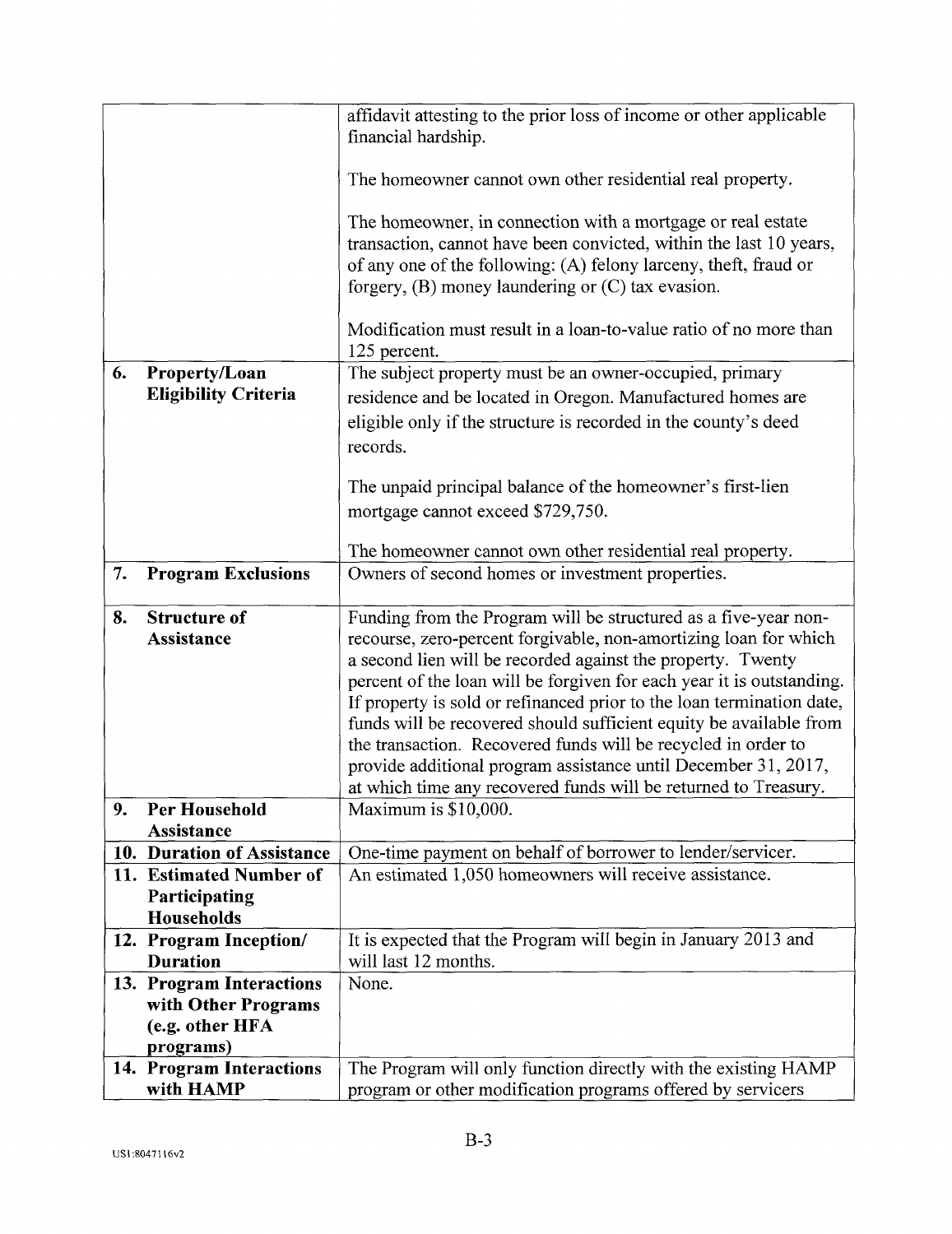| | |
|---|---|
| | affidavit attesting to the prior loss of income or other applicable financial hardship.<br><br>The homeowner cannot own other residential real property.<br><br>The homeowner, in connection with a mortgage or real estate transaction, cannot have been convicted, within the last 10 years, of any one of the following: (A) felony larceny, theft, fraud or forgery, (B) money laundering or (C) tax evasion.<br><br>Modification must result in a loan-to-value ratio of no more than 125 percent. |
| **6. Property/Loan Eligibility Criteria** | The subject property must be an owner-occupied, primary residence and be located in Oregon. Manufactured homes are eligible only if the structure is recorded in the county's deed records.<br><br>The unpaid principal balance of the homeowner's first-lien mortgage cannot exceed $729,750.<br><br>The homeowner cannot own other residential real property. |
| **7. Program Exclusions** | Owners of second homes or investment properties. |
| **8. Structure of Assistance** | Funding from the Program will be structured as a five-year non-recourse, zero-percent forgivable, non-amortizing loan for which a second lien will be recorded against the property. Twenty percent of the loan will be forgiven for each year it is outstanding. If property is sold or refinanced prior to the loan termination date, funds will be recovered should sufficient equity be available from the transaction. Recovered funds will be recycled in order to provide additional program assistance until December 31, 2017, at which time any recovered funds will be returned to Treasury. |
| **9. Per Household Assistance** | Maximum is $10,000. |
| **10. Duration of Assistance** | One-time payment on behalf of borrower to lender/servicer. |
| **11. Estimated Number of Participating Households** | An estimated 1,050 homeowners will receive assistance. |
| **12. Program Inception/ Duration** | It is expected that the Program will begin in January 2013 and will last 12 months. |
| **13. Program Interactions with Other Programs (e.g. other HFA programs)** | None. |
| **14. Program Interactions with HAMP** | The Program will only function directly with the existing HAMP program or other modification programs offered by servicers |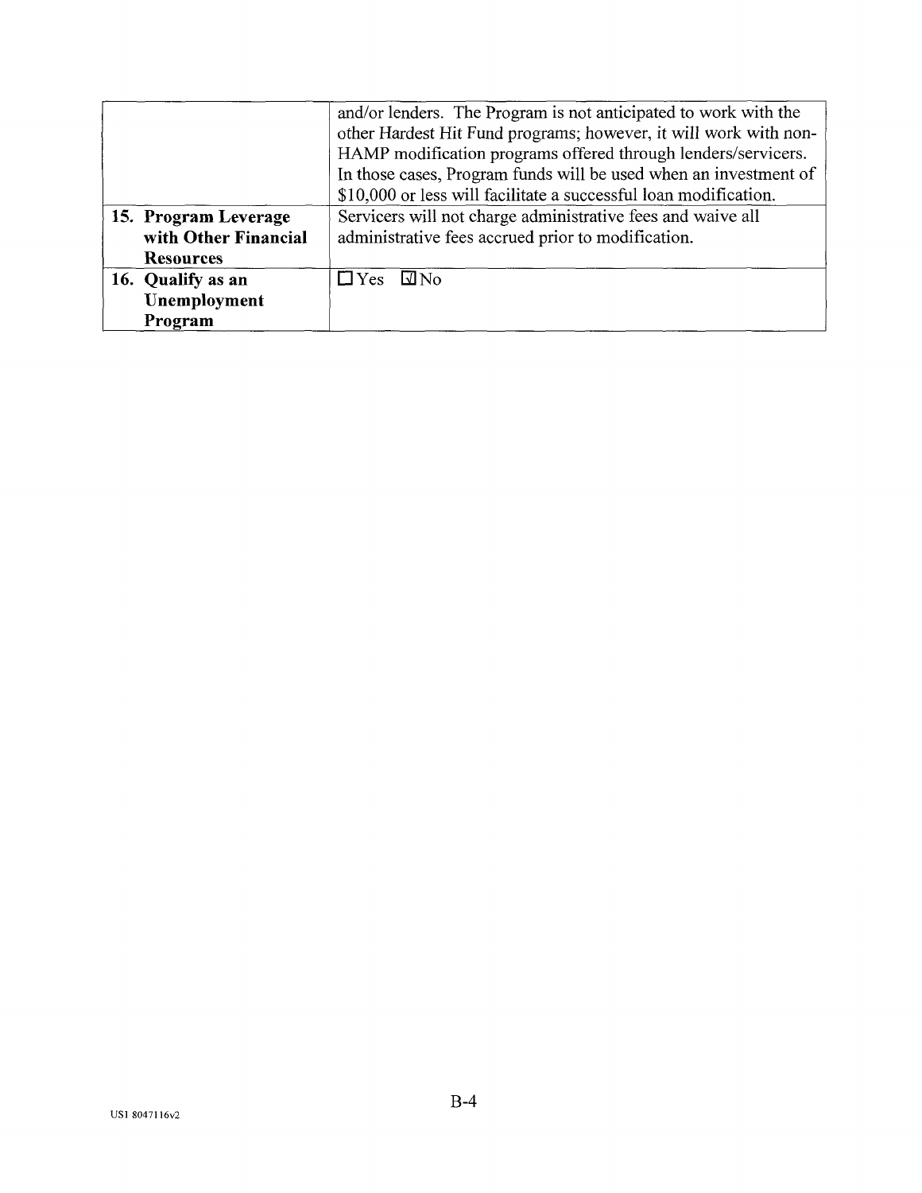| | |
|---|---|
| | and/or lenders. The Program is not anticipated to work with the other Hardest Hit Fund programs; however, it will work with non-HAMP modification programs offered through lenders/servicers. In those cases, Program funds will be used when an investment of $10,000 or less will facilitate a successful loan modification. |
| **15. Program Leverage with Other Financial Resources** | Servicers will not charge administrative fees and waive all administrative fees accrued prior to modification. |
| **16. Qualify as an Unemployment Program** | ☐ Yes ☑ No |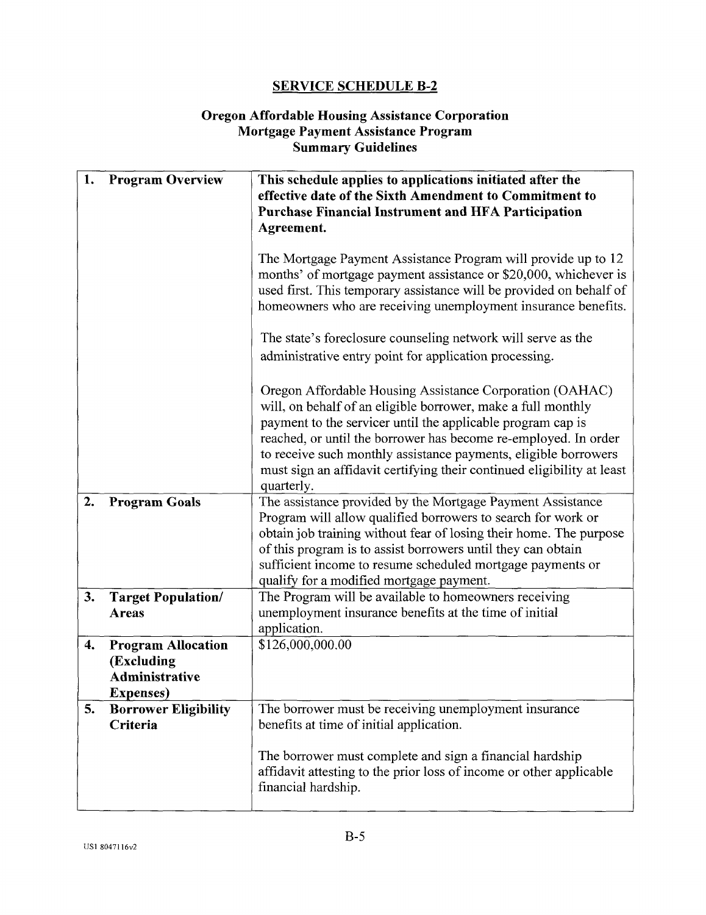## SERVICE SCHEDULE B-2

### Oregon Affordable Housing Assistance Corporation
### Mortgage Payment Assistance Program
### Summary Guidelines

| | |
|---|---|
| **1. Program Overview** | **This schedule applies to applications initiated after the effective date of the Sixth Amendment to Commitment to Purchase Financial Instrument and HFA Participation Agreement.**<br><br>The Mortgage Payment Assistance Program will provide up to 12 months' of mortgage payment assistance or $20,000, whichever is used first. This temporary assistance will be provided on behalf of homeowners who are receiving unemployment insurance benefits.<br><br>The state's foreclosure counseling network will serve as the administrative entry point for application processing.<br><br>Oregon Affordable Housing Assistance Corporation (OAHAC) will, on behalf of an eligible borrower, make a full monthly payment to the servicer until the applicable program cap is reached, or until the borrower has become re-employed. In order to receive such monthly assistance payments, eligible borrowers must sign an affidavit certifying their continued eligibility at least quarterly. |
| **2. Program Goals** | The assistance provided by the Mortgage Payment Assistance Program will allow qualified borrowers to search for work or obtain job training without fear of losing their home. The purpose of this program is to assist borrowers until they can obtain sufficient income to resume scheduled mortgage payments or qualify for a modified mortgage payment. |
| **3. Target Population/ Areas** | The Program will be available to homeowners receiving unemployment insurance benefits at the time of initial application. |
| **4. Program Allocation (Excluding Administrative Expenses)** | $126,000,000.00 |
| **5. Borrower Eligibility Criteria** | The borrower must be receiving unemployment insurance benefits at time of initial application.<br><br>The borrower must complete and sign a financial hardship affidavit attesting to the prior loss of income or other applicable financial hardship. |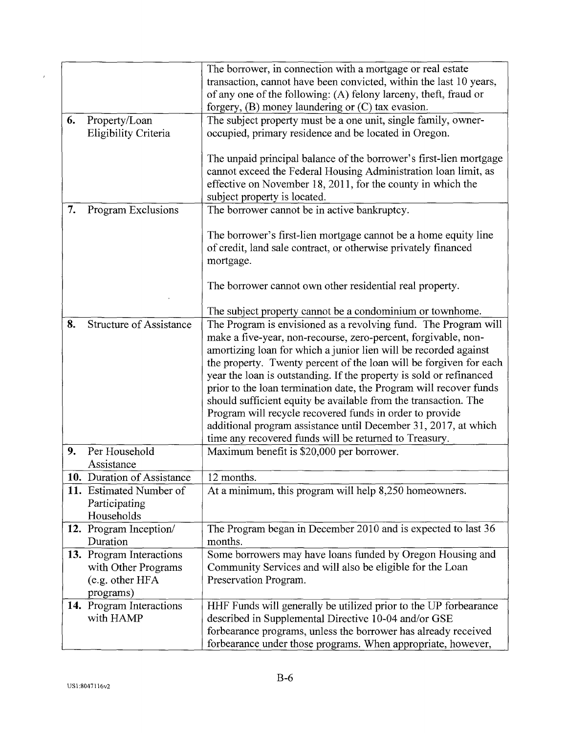| | |
|---|---|
| | The borrower, in connection with a mortgage or real estate transaction, cannot have been convicted, within the last 10 years, of any one of the following: (A) felony larceny, theft, fraud or forgery, (B) money laundering or (C) tax evasion. |
| **6.** Property/Loan Eligibility Criteria | The subject property must be a one unit, single family, owner-occupied, primary residence and be located in Oregon.<br><br>The unpaid principal balance of the borrower's first-lien mortgage cannot exceed the Federal Housing Administration loan limit, as effective on November 18, 2011, for the county in which the subject property is located. |
| **7.** Program Exclusions | The borrower cannot be in active bankruptcy.<br><br>The borrower's first-lien mortgage cannot be a home equity line of credit, land sale contract, or otherwise privately financed mortgage.<br><br>The borrower cannot own other residential real property.<br><br>The subject property cannot be a condominium or townhome. |
| **8.** Structure of Assistance | The Program is envisioned as a revolving fund. The Program will make a five-year, non-recourse, zero-percent, forgivable, non-amortizing loan for which a junior lien will be recorded against the property. Twenty percent of the loan will be forgiven for each year the loan is outstanding. If the property is sold or refinanced prior to the loan termination date, the Program will recover funds should sufficient equity be available from the transaction. The Program will recycle recovered funds in order to provide additional program assistance until December 31, 2017, at which time any recovered funds will be returned to Treasury. |
| **9.** Per Household Assistance | Maximum benefit is $20,000 per borrower. |
| **10.** Duration of Assistance | 12 months. |
| **11.** Estimated Number of Participating Households | At a minimum, this program will help 8,250 homeowners. |
| **12.** Program Inception/ Duration | The Program began in December 2010 and is expected to last 36 months. |
| **13.** Program Interactions with Other Programs (e.g. other HFA programs) | Some borrowers may have loans funded by Oregon Housing and Community Services and will also be eligible for the Loan Preservation Program. |
| **14.** Program Interactions with HAMP | HHF Funds will generally be utilized prior to the UP forbearance described in Supplemental Directive 10-04 and/or GSE forbearance programs, unless the borrower has already received forbearance under those programs. When appropriate, however, |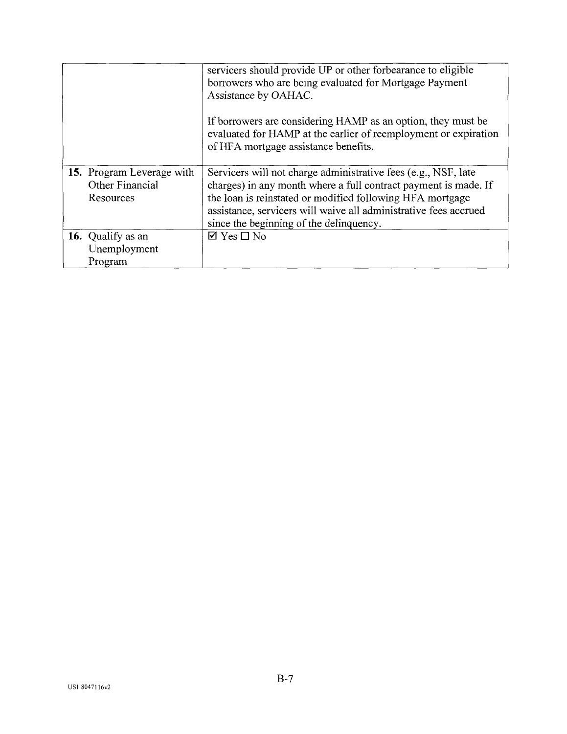| | |
|---|---|
| | servicers should provide UP or other forbearance to eligible borrowers who are being evaluated for Mortgage Payment Assistance by OAHAC.<br><br>If borrowers are considering HAMP as an option, they must be evaluated for HAMP at the earlier of reemployment or expiration of HFA mortgage assistance benefits. |
| **15.** Program Leverage with Other Financial Resources | Servicers will not charge administrative fees (e.g., NSF, late charges) in any month where a full contract payment is made. If the loan is reinstated or modified following HFA mortgage assistance, servicers will waive all administrative fees accrued since the beginning of the delinquency. |
| **16.** Qualify as an Unemployment Program | ☑ Yes ☐ No |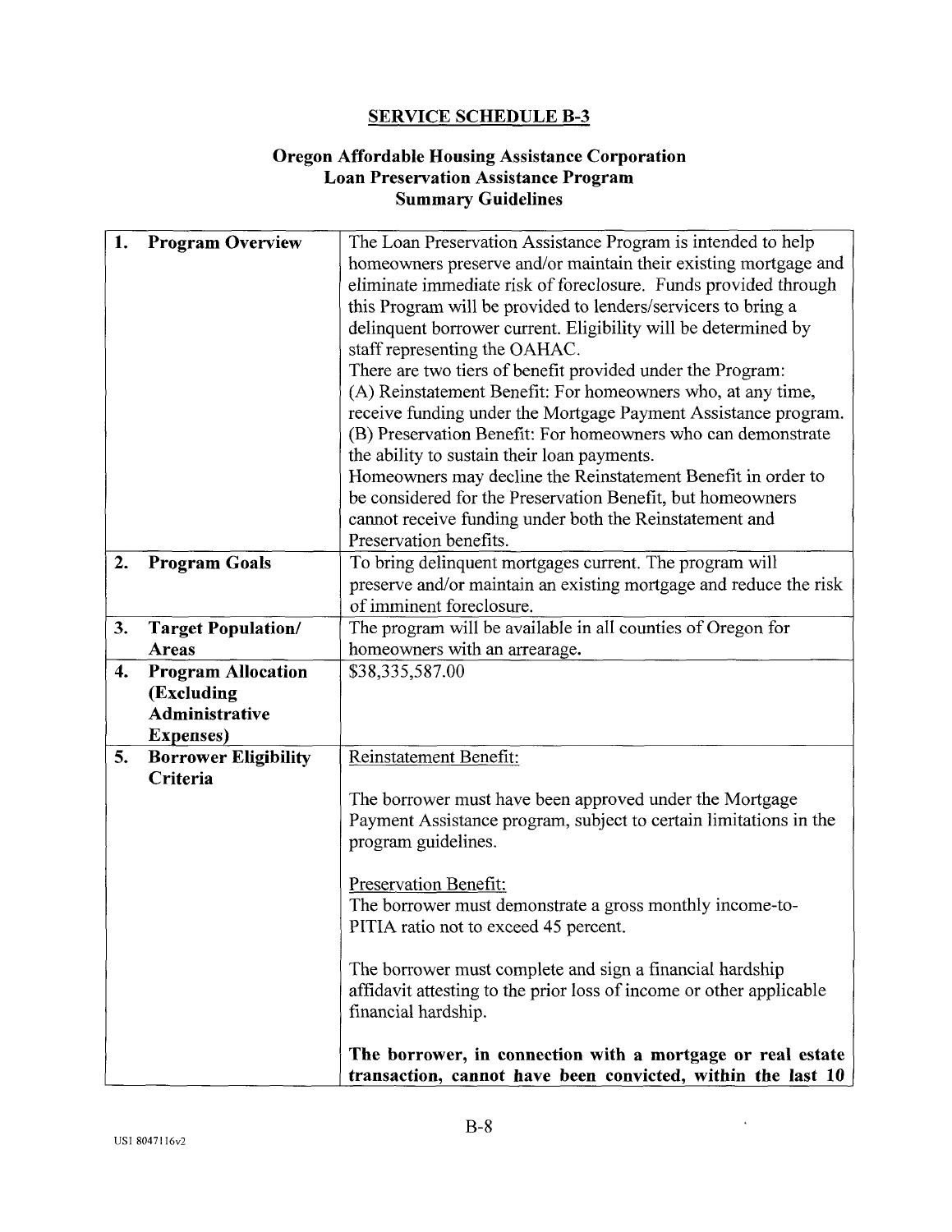## SERVICE SCHEDULE B-3

### Oregon Affordable Housing Assistance Corporation
### Loan Preservation Assistance Program
### Summary Guidelines

| | |
|---|---|
| **1. Program Overview** | The Loan Preservation Assistance Program is intended to help homeowners preserve and/or maintain their existing mortgage and eliminate immediate risk of foreclosure. Funds provided through this Program will be provided to lenders/servicers to bring a delinquent borrower current. Eligibility will be determined by staff representing the OAHAC.<br>There are two tiers of benefit provided under the Program:<br>(A) Reinstatement Benefit: For homeowners who, at any time, receive funding under the Mortgage Payment Assistance program.<br>(B) Preservation Benefit: For homeowners who can demonstrate the ability to sustain their loan payments.<br>Homeowners may decline the Reinstatement Benefit in order to be considered for the Preservation Benefit, but homeowners cannot receive funding under both the Reinstatement and Preservation benefits. |
| **2. Program Goals** | To bring delinquent mortgages current. The program will preserve and/or maintain an existing mortgage and reduce the risk of imminent foreclosure. |
| **3. Target Population/ Areas** | The program will be available in all counties of Oregon for homeowners with an arrearage. |
| **4. Program Allocation (Excluding Administrative Expenses)** | $38,335,587.00 |
| **5. Borrower Eligibility Criteria** | Reinstatement Benefit:<br><br>The borrower must have been approved under the Mortgage Payment Assistance program, subject to certain limitations in the program guidelines.<br><br>Preservation Benefit:<br>The borrower must demonstrate a gross monthly income-to-PITIA ratio not to exceed 45 percent.<br><br>The borrower must complete and sign a financial hardship affidavit attesting to the prior loss of income or other applicable financial hardship.<br><br>**The borrower, in connection with a mortgage or real estate transaction, cannot have been convicted, within the last 10** |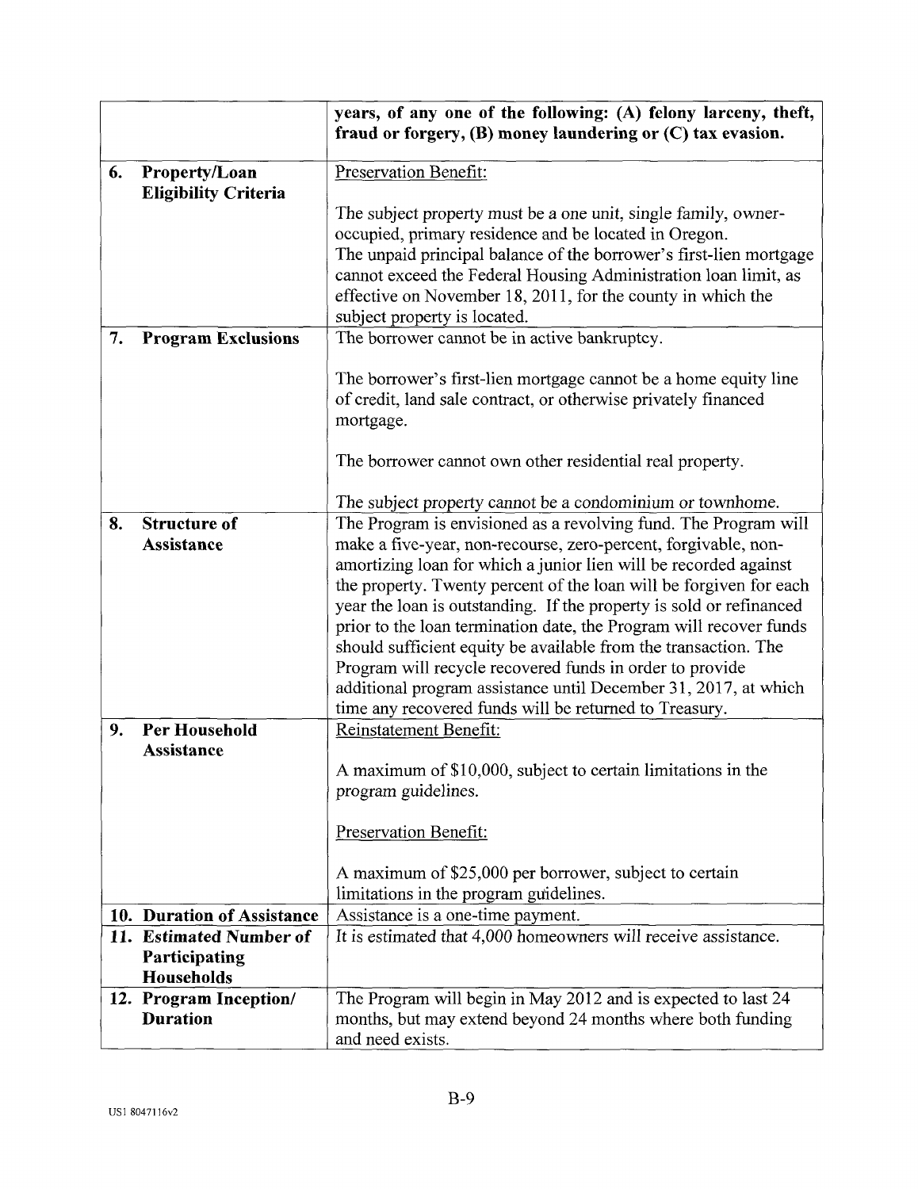| | |
|---|---|
| | **years, of any one of the following: (A) felony larceny, theft, fraud or forgery, (B) money laundering or (C) tax evasion.** |
| **6. Property/Loan Eligibility Criteria** | Preservation Benefit:<br><br>The subject property must be a one unit, single family, owner-occupied, primary residence and be located in Oregon.<br>The unpaid principal balance of the borrower's first-lien mortgage cannot exceed the Federal Housing Administration loan limit, as effective on November 18, 2011, for the county in which the subject property is located. |
| **7. Program Exclusions** | The borrower cannot be in active bankruptcy.<br><br>The borrower's first-lien mortgage cannot be a home equity line of credit, land sale contract, or otherwise privately financed mortgage.<br><br>The borrower cannot own other residential real property.<br><br>The subject property cannot be a condominium or townhome. |
| **8. Structure of Assistance** | The Program is envisioned as a revolving fund. The Program will make a five-year, non-recourse, zero-percent, forgivable, non-amortizing loan for which a junior lien will be recorded against the property. Twenty percent of the loan will be forgiven for each year the loan is outstanding. If the property is sold or refinanced prior to the loan termination date, the Program will recover funds should sufficient equity be available from the transaction. The Program will recycle recovered funds in order to provide additional program assistance until December 31, 2017, at which time any recovered funds will be returned to Treasury. |
| **9. Per Household Assistance** | Reinstatement Benefit:<br><br>A maximum of $10,000, subject to certain limitations in the program guidelines.<br><br>Preservation Benefit:<br><br>A maximum of $25,000 per borrower, subject to certain limitations in the program guidelines. |
| **10. Duration of Assistance** | Assistance is a one-time payment. |
| **11. Estimated Number of Participating Households** | It is estimated that 4,000 homeowners will receive assistance. |
| **12. Program Inception/ Duration** | The Program will begin in May 2012 and is expected to last 24 months, but may extend beyond 24 months where both funding and need exists. |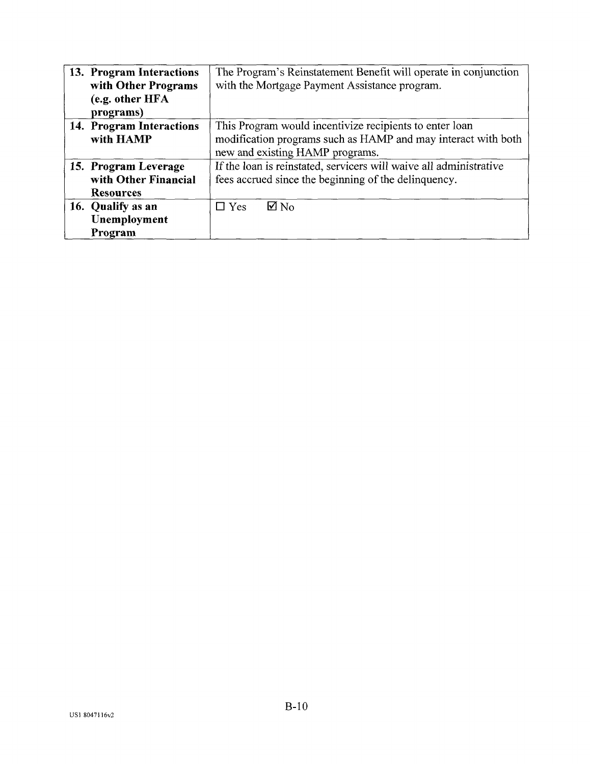| | |
|---|---|
| **13. Program Interactions with Other Programs (e.g. other HFA programs)** | The Program's Reinstatement Benefit will operate in conjunction with the Mortgage Payment Assistance program. |
| **14. Program Interactions with HAMP** | This Program would incentivize recipients to enter loan modification programs such as HAMP and may interact with both new and existing HAMP programs. |
| **15. Program Leverage with Other Financial Resources** | If the loan is reinstated, servicers will waive all administrative fees accrued since the beginning of the delinquency. |
| **16. Qualify as an Unemployment Program** | ☐ Yes ☑ No |

US1 8047116v2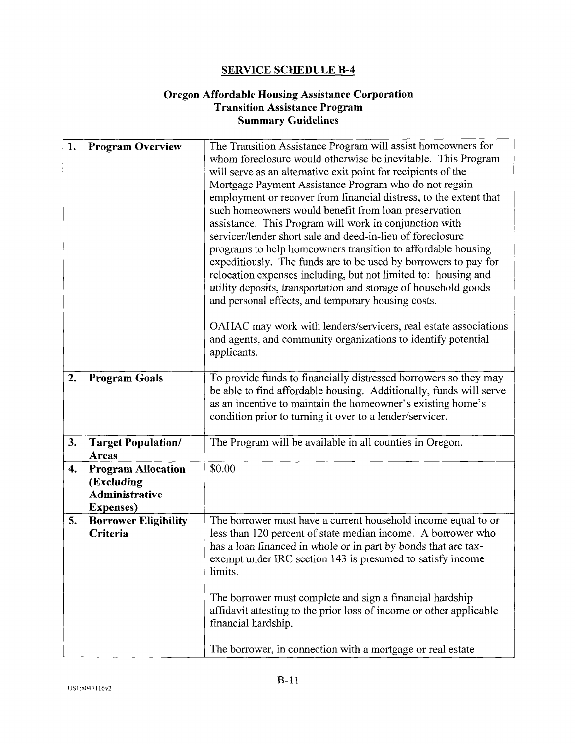## SERVICE SCHEDULE B-4

### Oregon Affordable Housing Assistance Corporation
### Transition Assistance Program
### Summary Guidelines

| | |
|---|---|
| **1. Program Overview** | The Transition Assistance Program will assist homeowners for whom foreclosure would otherwise be inevitable. This Program will serve as an alternative exit point for recipients of the Mortgage Payment Assistance Program who do not regain employment or recover from financial distress, to the extent that such homeowners would benefit from loan preservation assistance. This Program will work in conjunction with servicer/lender short sale and deed-in-lieu of foreclosure programs to help homeowners transition to affordable housing expeditiously. The funds are to be used by borrowers to pay for relocation expenses including, but not limited to: housing and utility deposits, transportation and storage of household goods and personal effects, and temporary housing costs.<br><br>OAHAC may work with lenders/servicers, real estate associations and agents, and community organizations to identify potential applicants. |
| **2. Program Goals** | To provide funds to financially distressed borrowers so they may be able to find affordable housing. Additionally, funds will serve as an incentive to maintain the homeowner's existing home's condition prior to turning it over to a lender/servicer. |
| **3. Target Population/ Areas** | The Program will be available in all counties in Oregon. |
| **4. Program Allocation (Excluding Administrative Expenses)** | $0.00 |
| **5. Borrower Eligibility Criteria** | The borrower must have a current household income equal to or less than 120 percent of state median income. A borrower who has a loan financed in whole or in part by bonds that are tax-exempt under IRC section 143 is presumed to satisfy income limits.<br><br>The borrower must complete and sign a financial hardship affidavit attesting to the prior loss of income or other applicable financial hardship.<br><br>The borrower, in connection with a mortgage or real estate |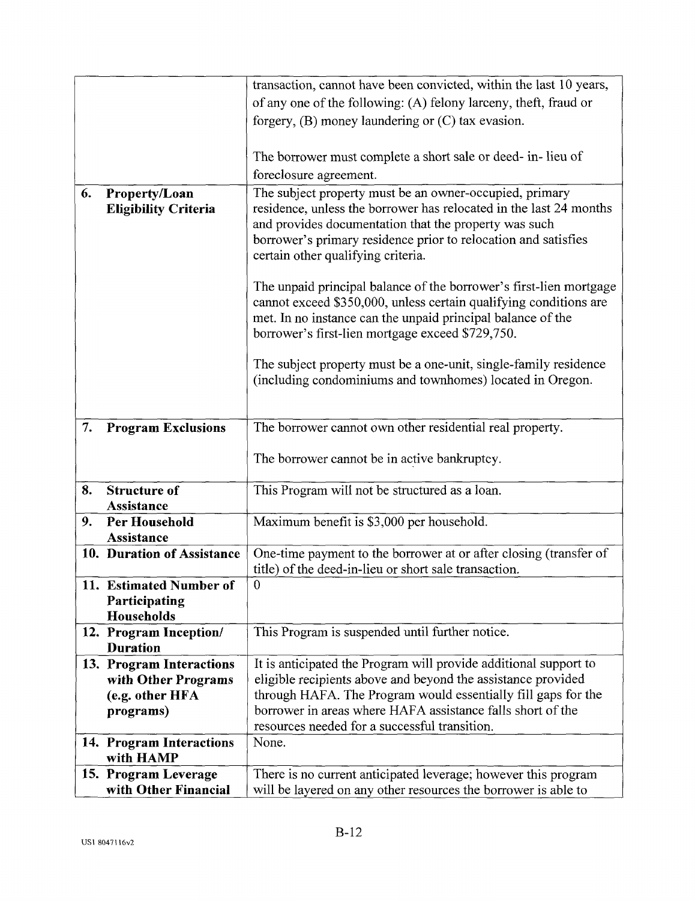| | |
|---|---|
| | transaction, cannot have been convicted, within the last 10 years, of any one of the following: (A) felony larceny, theft, fraud or forgery, (B) money laundering or (C) tax evasion.<br><br>The borrower must complete a short sale or deed- in- lieu of foreclosure agreement. |
| **6. Property/Loan Eligibility Criteria** | The subject property must be an owner-occupied, primary residence, unless the borrower has relocated in the last 24 months and provides documentation that the property was such borrower's primary residence prior to relocation and satisfies certain other qualifying criteria.<br><br>The unpaid principal balance of the borrower's first-lien mortgage cannot exceed $350,000, unless certain qualifying conditions are met. In no instance can the unpaid principal balance of the borrower's first-lien mortgage exceed $729,750.<br><br>The subject property must be a one-unit, single-family residence (including condominiums and townhomes) located in Oregon. |
| **7. Program Exclusions** | The borrower cannot own other residential real property.<br><br>The borrower cannot be in active bankruptcy. |
| **8. Structure of Assistance** | This Program will not be structured as a loan. |
| **9. Per Household Assistance** | Maximum benefit is $3,000 per household. |
| **10. Duration of Assistance** | One-time payment to the borrower at or after closing (transfer of title) of the deed-in-lieu or short sale transaction. |
| **11. Estimated Number of Participating Households** | 0 |
| **12. Program Inception/ Duration** | This Program is suspended until further notice. |
| **13. Program Interactions with Other Programs (e.g. other HFA programs)** | It is anticipated the Program will provide additional support to eligible recipients above and beyond the assistance provided through HAFA. The Program would essentially fill gaps for the borrower in areas where HAFA assistance falls short of the resources needed for a successful transition. |
| **14. Program Interactions with HAMP** | None. |
| **15. Program Leverage with Other Financial** | There is no current anticipated leverage; however this program will be layered on any other resources the borrower is able to |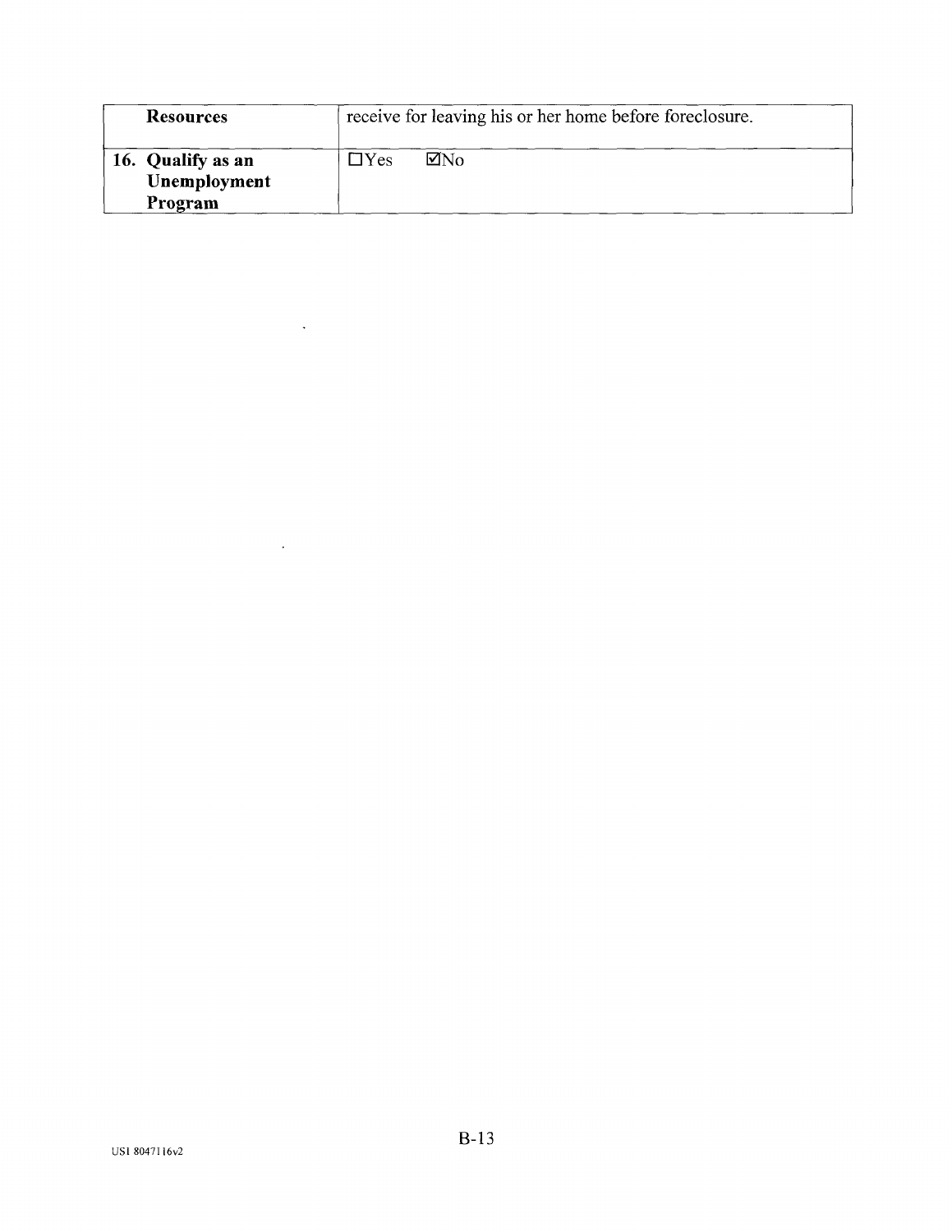| Resources | receive for leaving his or her home before foreclosure. |
|---|---|
| **16. Qualify as an Unemployment Program** | ☐Yes ☑No |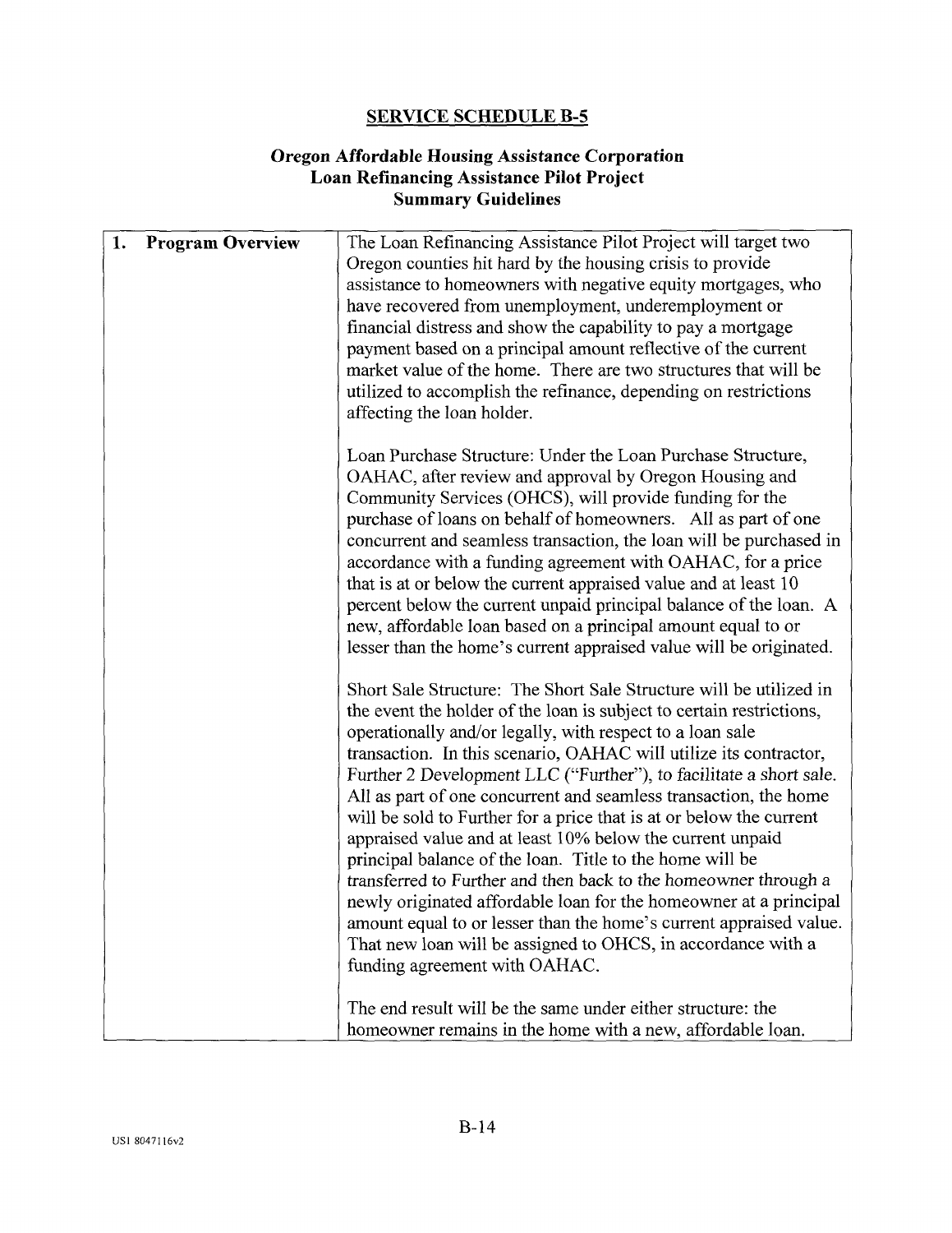## SERVICE SCHEDULE B-5

### Oregon Affordable Housing Assistance Corporation
### Loan Refinancing Assistance Pilot Project
### Summary Guidelines

| | |
|---|---|
| **1. Program Overview** | The Loan Refinancing Assistance Pilot Project will target two Oregon counties hit hard by the housing crisis to provide assistance to homeowners with negative equity mortgages, who have recovered from unemployment, underemployment or financial distress and show the capability to pay a mortgage payment based on a principal amount reflective of the current market value of the home. There are two structures that will be utilized to accomplish the refinance, depending on restrictions affecting the loan holder.<br><br>Loan Purchase Structure: Under the Loan Purchase Structure, OAHAC, after review and approval by Oregon Housing and Community Services (OHCS), will provide funding for the purchase of loans on behalf of homeowners. All as part of one concurrent and seamless transaction, the loan will be purchased in accordance with a funding agreement with OAHAC, for a price that is at or below the current appraised value and at least 10 percent below the current unpaid principal balance of the loan. A new, affordable loan based on a principal amount equal to or lesser than the home's current appraised value will be originated.<br><br>Short Sale Structure: The Short Sale Structure will be utilized in the event the holder of the loan is subject to certain restrictions, operationally and/or legally, with respect to a loan sale transaction. In this scenario, OAHAC will utilize its contractor, Further 2 Development LLC ("Further"), to facilitate a short sale. All as part of one concurrent and seamless transaction, the home will be sold to Further for a price that is at or below the current appraised value and at least 10% below the current unpaid principal balance of the loan. Title to the home will be transferred to Further and then back to the homeowner through a newly originated affordable loan for the homeowner at a principal amount equal to or lesser than the home's current appraised value. That new loan will be assigned to OHCS, in accordance with a funding agreement with OAHAC.<br><br>The end result will be the same under either structure: the homeowner remains in the home with a new, affordable loan. |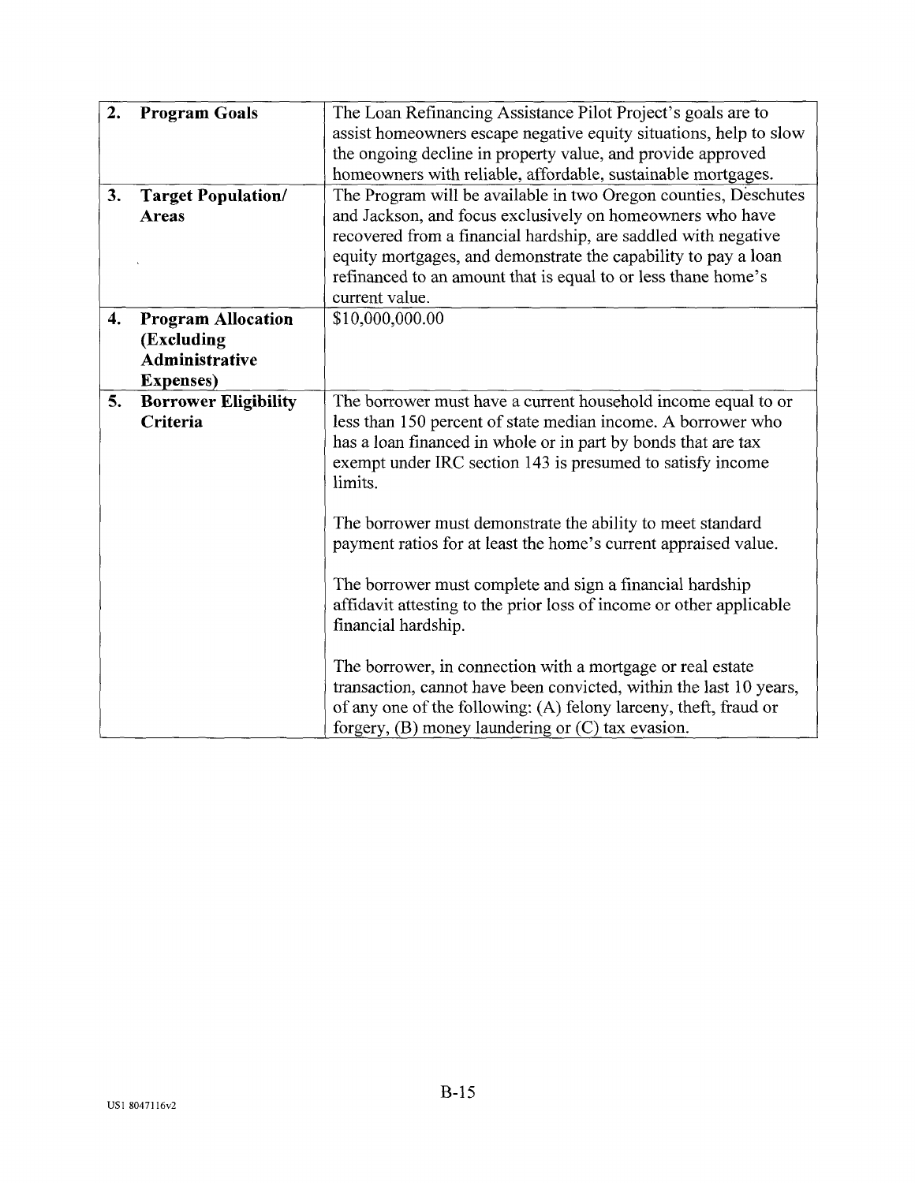| | | |
|---|---|---|
| 2. | **Program Goals** | The Loan Refinancing Assistance Pilot Project's goals are to assist homeowners escape negative equity situations, help to slow the ongoing decline in property value, and provide approved homeowners with reliable, affordable, sustainable mortgages. |
| 3. | **Target Population/ Areas** | The Program will be available in two Oregon counties, Deschutes and Jackson, and focus exclusively on homeowners who have recovered from a financial hardship, are saddled with negative equity mortgages, and demonstrate the capability to pay a loan refinanced to an amount that is equal to or less thane home's current value. |
| 4. | **Program Allocation (Excluding Administrative Expenses)** | $10,000,000.00 |
| 5. | **Borrower Eligibility Criteria** | The borrower must have a current household income equal to or less than 150 percent of state median income. A borrower who has a loan financed in whole or in part by bonds that are tax exempt under IRC section 143 is presumed to satisfy income limits.<br><br>The borrower must demonstrate the ability to meet standard payment ratios for at least the home's current appraised value.<br><br>The borrower must complete and sign a financial hardship affidavit attesting to the prior loss of income or other applicable financial hardship.<br><br>The borrower, in connection with a mortgage or real estate transaction, cannot have been convicted, within the last 10 years, of any one of the following: (A) felony larceny, theft, fraud or forgery, (B) money laundering or (C) tax evasion. |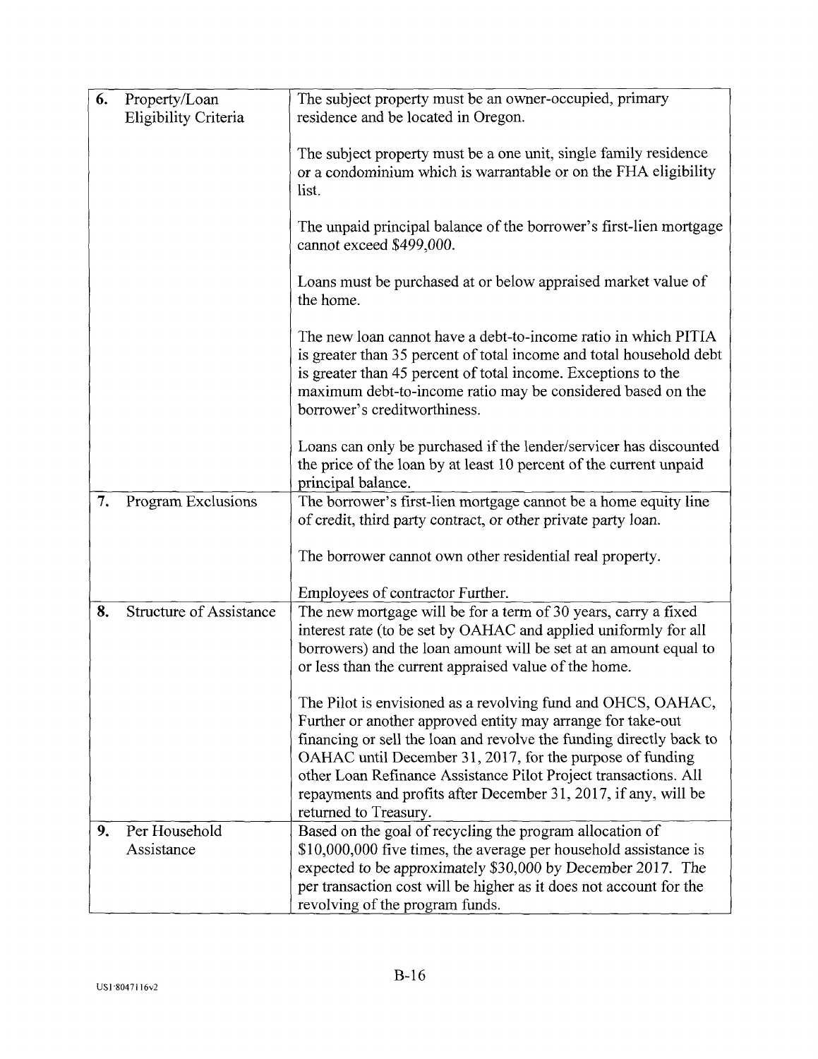| | | |
|---|---|---|
| 6. | Property/Loan Eligibility Criteria | The subject property must be an owner-occupied, primary residence and be located in Oregon.<br><br>The subject property must be a one unit, single family residence or a condominium which is warrantable or on the FHA eligibility list.<br><br>The unpaid principal balance of the borrower's first-lien mortgage cannot exceed $499,000.<br><br>Loans must be purchased at or below appraised market value of the home.<br><br>The new loan cannot have a debt-to-income ratio in which PITIA is greater than 35 percent of total income and total household debt is greater than 45 percent of total income. Exceptions to the maximum debt-to-income ratio may be considered based on the borrower's creditworthiness.<br><br>Loans can only be purchased if the lender/servicer has discounted the price of the loan by at least 10 percent of the current unpaid principal balance. |
| 7. | Program Exclusions | The borrower's first-lien mortgage cannot be a home equity line of credit, third party contract, or other private party loan.<br><br>The borrower cannot own other residential real property.<br><br>Employees of contractor Further. |
| 8. | Structure of Assistance | The new mortgage will be for a term of 30 years, carry a fixed interest rate (to be set by OAHAC and applied uniformly for all borrowers) and the loan amount will be set at an amount equal to or less than the current appraised value of the home.<br><br>The Pilot is envisioned as a revolving fund and OHCS, OAHAC, Further or another approved entity may arrange for take-out financing or sell the loan and revolve the funding directly back to OAHAC until December 31, 2017, for the purpose of funding other Loan Refinance Assistance Pilot Project transactions. All repayments and profits after December 31, 2017, if any, will be returned to Treasury. |
| 9. | Per Household Assistance | Based on the goal of recycling the program allocation of $10,000,000 five times, the average per household assistance is expected to be approximately $30,000 by December 2017. The per transaction cost will be higher as it does not account for the revolving of the program funds. |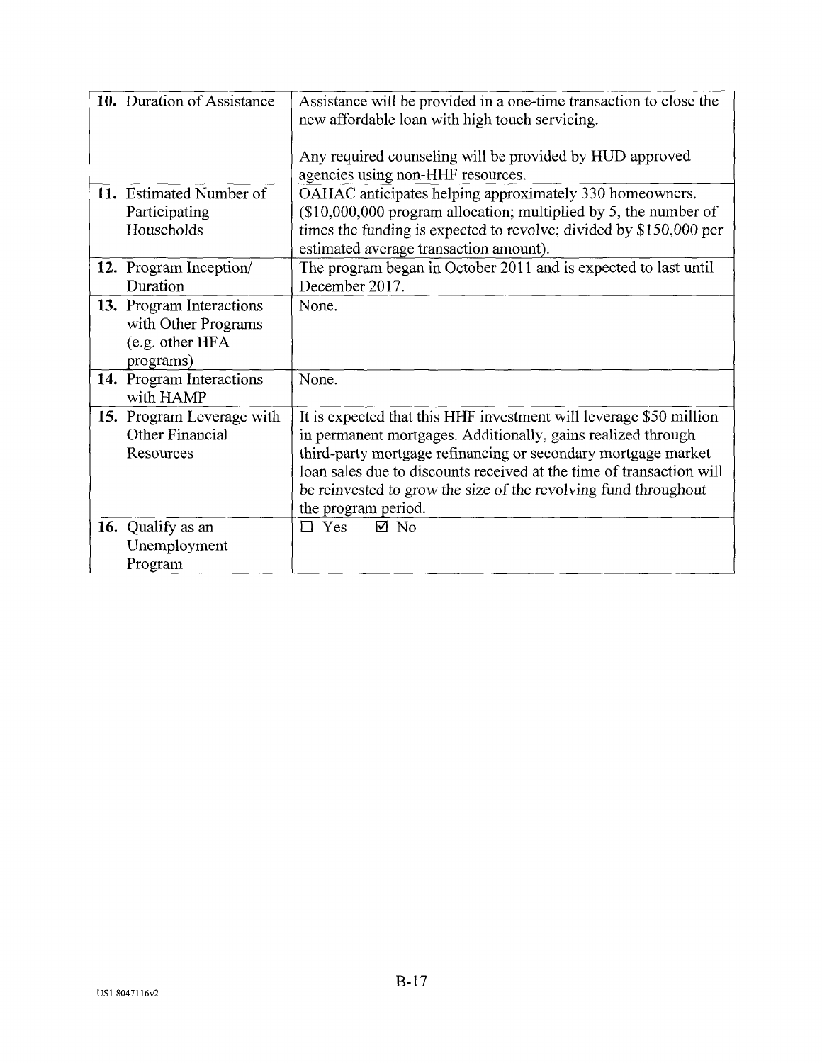| | |
|---|---|
| **10.** Duration of Assistance | Assistance will be provided in a one-time transaction to close the new affordable loan with high touch servicing.<br><br>Any required counseling will be provided by HUD approved agencies using non-HHF resources. |
| **11.** Estimated Number of Participating Households | OAHAC anticipates helping approximately 330 homeowners. ($10,000,000 program allocation; multiplied by 5, the number of times the funding is expected to revolve; divided by $150,000 per estimated average transaction amount). |
| **12.** Program Inception/ Duration | The program began in October 2011 and is expected to last until December 2017. |
| **13.** Program Interactions with Other Programs (e.g. other HFA programs) | None. |
| **14.** Program Interactions with HAMP | None. |
| **15.** Program Leverage with Other Financial Resources | It is expected that this HHF investment will leverage $50 million in permanent mortgages. Additionally, gains realized through third-party mortgage refinancing or secondary mortgage market loan sales due to discounts received at the time of transaction will be reinvested to grow the size of the revolving fund throughout the program period. |
| **16.** Qualify as an Unemployment Program | ☐ Yes ☑ No |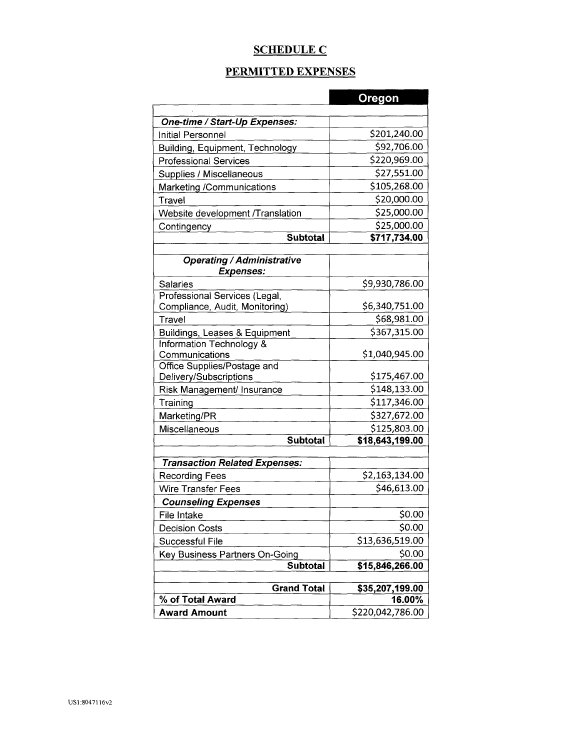# SCHEDULE C

## PERMITTED EXPENSES

| | Oregon |
|---|---|
| | |
| ***One-time / Start-Up Expenses:*** | |
| Initial Personnel | $201,240.00 |
| Building, Equipment, Technology | $92,706.00 |
| Professional Services | $220,969.00 |
| Supplies / Miscellaneous | $27,551.00 |
| Marketing /Communications | $105,268.00 |
| Travel | $20,000.00 |
| Website development /Translation | $25,000.00 |
| Contingency | $25,000.00 |
| **Subtotal** | **$717,734.00** |
| | |
| ***Operating / Administrative Expenses:*** | |
| Salaries | $9,930,786.00 |
| Professional Services (Legal, Compliance, Audit, Monitoring) | $6,340,751.00 |
| Travel | $68,981.00 |
| Buildings, Leases & Equipment | $367,315.00 |
| Information Technology & Communications | $1,040,945.00 |
| Office Supplies/Postage and Delivery/Subscriptions | $175,467.00 |
| Risk Management/ Insurance | $148,133.00 |
| Training | $117,346.00 |
| Marketing/PR | $327,672.00 |
| Miscellaneous | $125,803.00 |
| **Subtotal** | **$18,643,199.00** |
| | |
| ***Transaction Related Expenses:*** | |
| Recording Fees | $2,163,134.00 |
| Wire Transfer Fees | $46,613.00 |
| ***Counseling Expenses*** | |
| File Intake | $0.00 |
| Decision Costs | $0.00 |
| Successful File | $13,636,519.00 |
| Key Business Partners On-Going | $0.00 |
| **Subtotal** | **$15,846,266.00** |
| | |
| **Grand Total** | **$35,207,199.00** |
| **% of Total Award** | **16.00%** |
| **Award Amount** | $220,042,786.00 |

US1:8047116v2